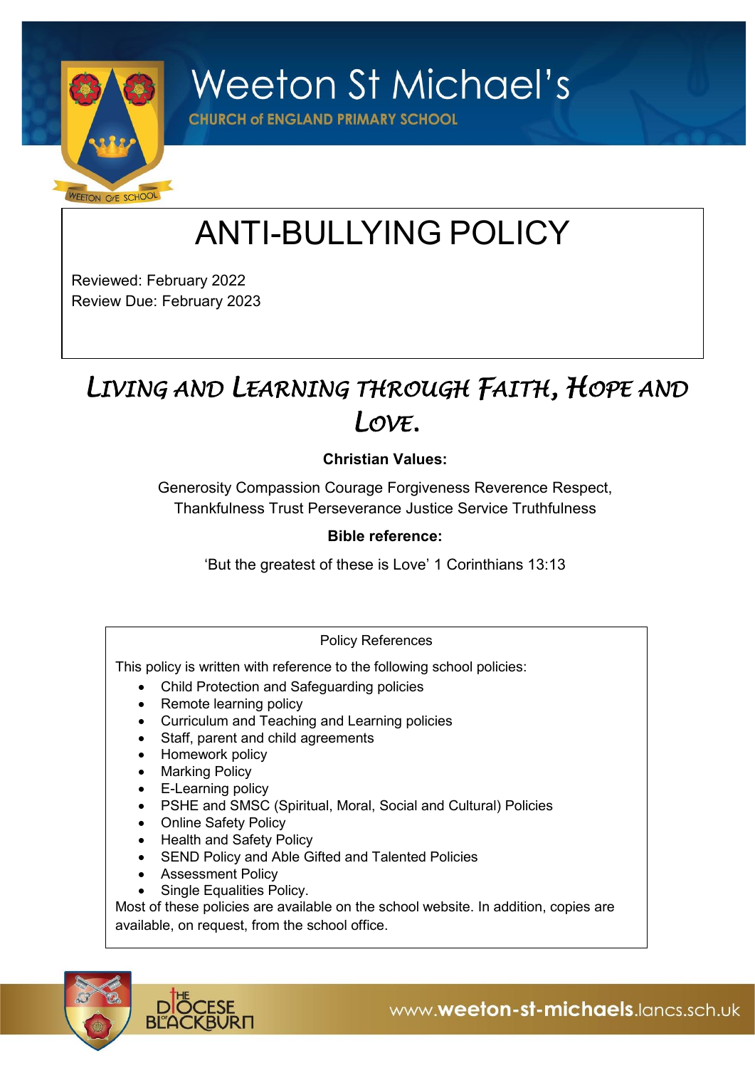# Weeton St Michael's

**CHURCH of ENGLAND PRIMARY SCHOOL**

# ANTI-BULLYING POLICY

Reviewed: February 2022
Review Due: February 2023

## *Living and Learning through Faith, Hope and Love.*

**Christian Values:**

Generosity Compassion Courage Forgiveness Reverence Respect, Thankfulness Trust Perseverance Justice Service Truthfulness

**Bible reference:**

'But the greatest of these is Love' 1 Corinthians 13:13

Policy References

This policy is written with reference to the following school policies:

- Child Protection and Safeguarding policies
- Remote learning policy
- Curriculum and Teaching and Learning policies
- Staff, parent and child agreements
- Homework policy
- Marking Policy
- E-Learning policy
- PSHE and SMSC (Spiritual, Moral, Social and Cultural) Policies
- Online Safety Policy
- Health and Safety Policy
- SEND Policy and Able Gifted and Talented Policies
- Assessment Policy
- Single Equalities Policy.

Most of these policies are available on the school website. In addition, copies are available, on request, from the school office.

www.weeton-st-michaels.lancs.sch.uk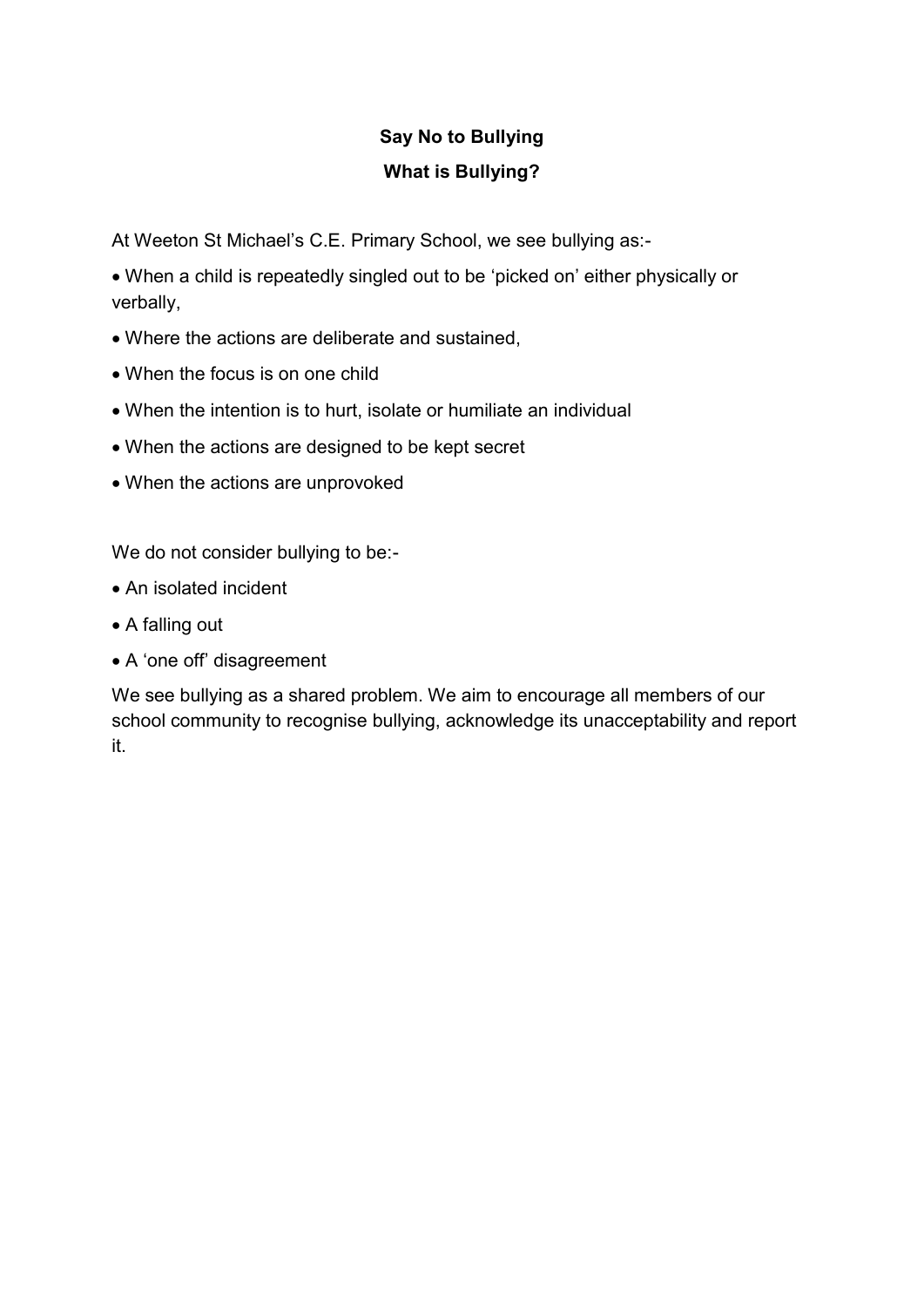## Say No to Bullying

## What is Bullying?

At Weeton St Michael's C.E. Primary School, we see bullying as:-

- When a child is repeatedly singled out to be 'picked on' either physically or verbally,
- Where the actions are deliberate and sustained,
- When the focus is on one child
- When the intention is to hurt, isolate or humiliate an individual
- When the actions are designed to be kept secret
- When the actions are unprovoked

We do not consider bullying to be:-

- An isolated incident
- A falling out
- A 'one off' disagreement

We see bullying as a shared problem. We aim to encourage all members of our school community to recognise bullying, acknowledge its unacceptability and report it.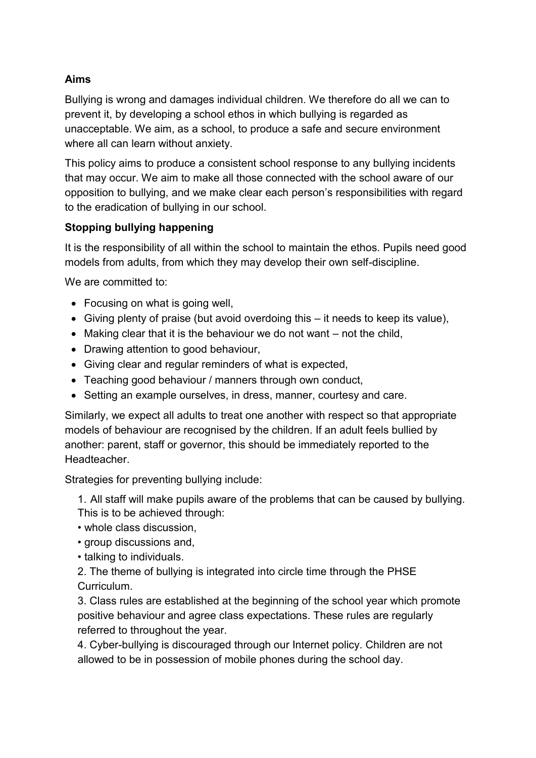**Aims**

Bullying is wrong and damages individual children. We therefore do all we can to prevent it, by developing a school ethos in which bullying is regarded as unacceptable. We aim, as a school, to produce a safe and secure environment where all can learn without anxiety.

This policy aims to produce a consistent school response to any bullying incidents that may occur. We aim to make all those connected with the school aware of our opposition to bullying, and we make clear each person's responsibilities with regard to the eradication of bullying in our school.

**Stopping bullying happening**

It is the responsibility of all within the school to maintain the ethos. Pupils need good models from adults, from which they may develop their own self-discipline.

We are committed to:

- Focusing on what is going well,
- Giving plenty of praise (but avoid overdoing this – it needs to keep its value),
- Making clear that it is the behaviour we do not want – not the child,
- Drawing attention to good behaviour,
- Giving clear and regular reminders of what is expected,
- Teaching good behaviour / manners through own conduct,
- Setting an example ourselves, in dress, manner, courtesy and care.

Similarly, we expect all adults to treat one another with respect so that appropriate models of behaviour are recognised by the children. If an adult feels bullied by another: parent, staff or governor, this should be immediately reported to the Headteacher.

Strategies for preventing bullying include:

1. All staff will make pupils aware of the problems that can be caused by bullying. This is to be achieved through:
   • whole class discussion,
   • group discussions and,
   • talking to individuals.
2. The theme of bullying is integrated into circle time through the PHSE Curriculum.
3. Class rules are established at the beginning of the school year which promote positive behaviour and agree class expectations. These rules are regularly referred to throughout the year.
4. Cyber-bullying is discouraged through our Internet policy. Children are not allowed to be in possession of mobile phones during the school day.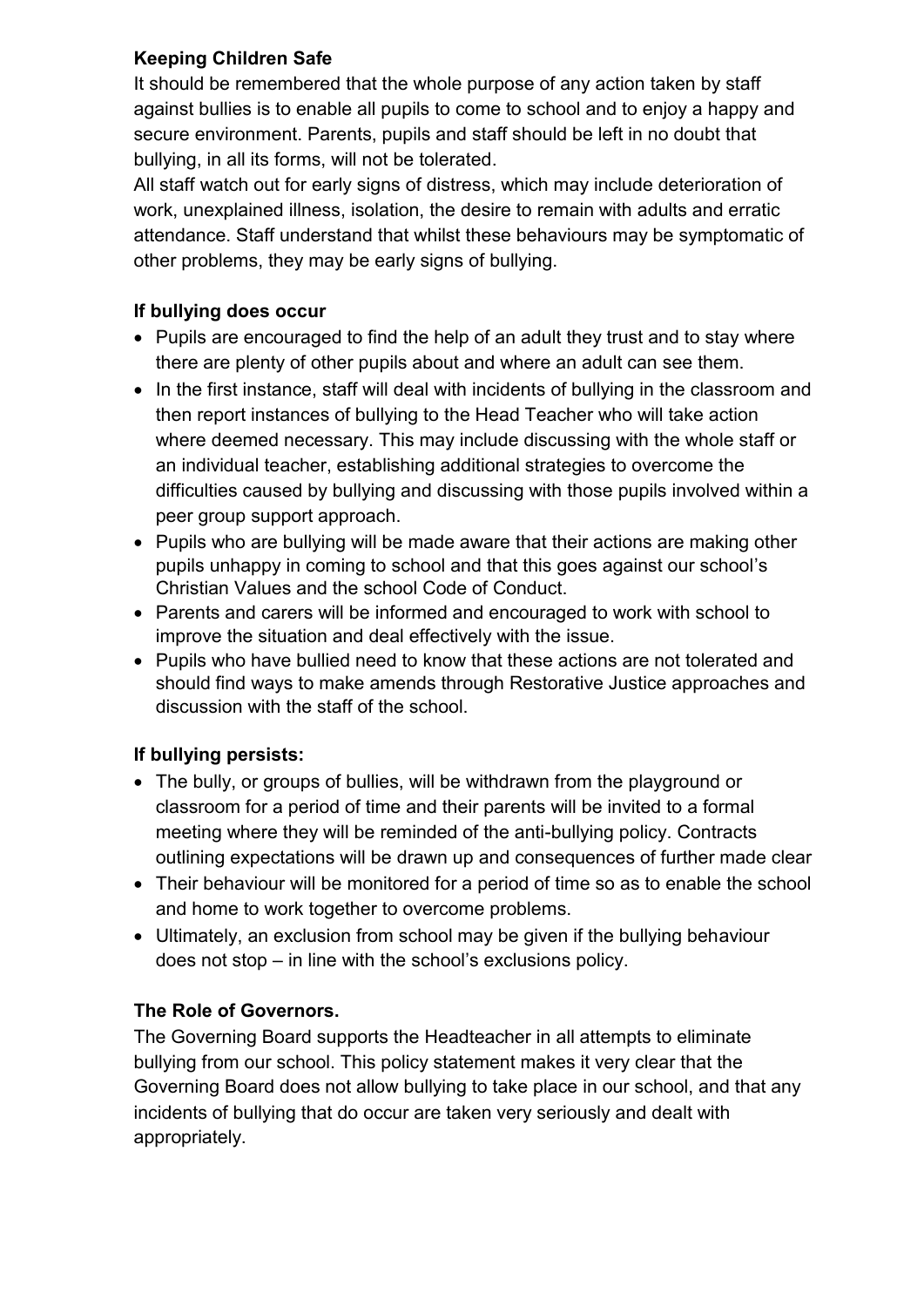**Keeping Children Safe**

It should be remembered that the whole purpose of any action taken by staff against bullies is to enable all pupils to come to school and to enjoy a happy and secure environment. Parents, pupils and staff should be left in no doubt that bullying, in all its forms, will not be tolerated.

All staff watch out for early signs of distress, which may include deterioration of work, unexplained illness, isolation, the desire to remain with adults and erratic attendance. Staff understand that whilst these behaviours may be symptomatic of other problems, they may be early signs of bullying.

**If bullying does occur**

- Pupils are encouraged to find the help of an adult they trust and to stay where there are plenty of other pupils about and where an adult can see them.
- In the first instance, staff will deal with incidents of bullying in the classroom and then report instances of bullying to the Head Teacher who will take action where deemed necessary. This may include discussing with the whole staff or an individual teacher, establishing additional strategies to overcome the difficulties caused by bullying and discussing with those pupils involved within a peer group support approach.
- Pupils who are bullying will be made aware that their actions are making other pupils unhappy in coming to school and that this goes against our school's Christian Values and the school Code of Conduct.
- Parents and carers will be informed and encouraged to work with school to improve the situation and deal effectively with the issue.
- Pupils who have bullied need to know that these actions are not tolerated and should find ways to make amends through Restorative Justice approaches and discussion with the staff of the school.

**If bullying persists:**

- The bully, or groups of bullies, will be withdrawn from the playground or classroom for a period of time and their parents will be invited to a formal meeting where they will be reminded of the anti-bullying policy. Contracts outlining expectations will be drawn up and consequences of further made clear
- Their behaviour will be monitored for a period of time so as to enable the school and home to work together to overcome problems.
- Ultimately, an exclusion from school may be given if the bullying behaviour does not stop – in line with the school's exclusions policy.

**The Role of Governors.**

The Governing Board supports the Headteacher in all attempts to eliminate bullying from our school. This policy statement makes it very clear that the Governing Board does not allow bullying to take place in our school, and that any incidents of bullying that do occur are taken very seriously and dealt with appropriately.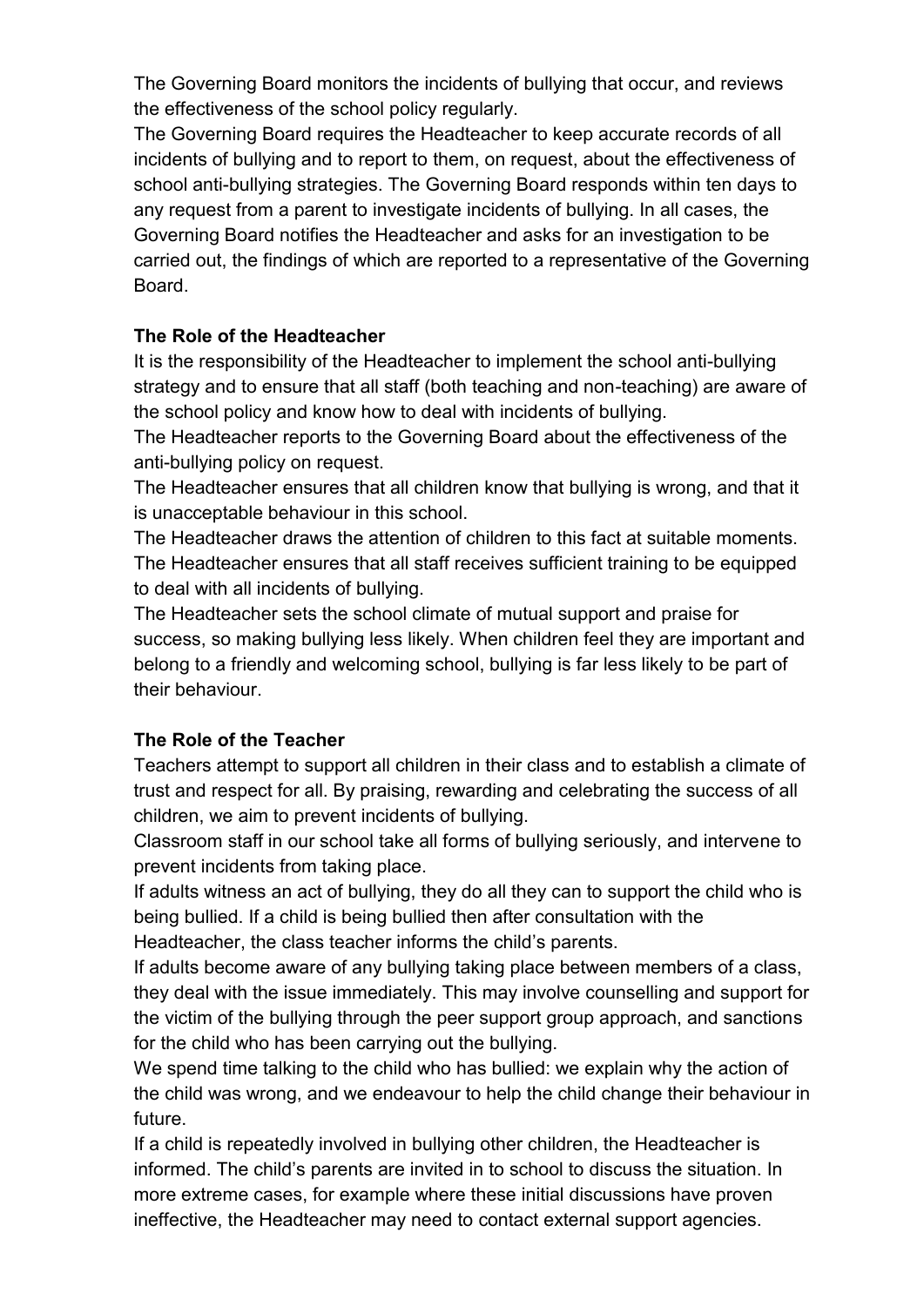The Governing Board monitors the incidents of bullying that occur, and reviews the effectiveness of the school policy regularly.

The Governing Board requires the Headteacher to keep accurate records of all incidents of bullying and to report to them, on request, about the effectiveness of school anti-bullying strategies. The Governing Board responds within ten days to any request from a parent to investigate incidents of bullying. In all cases, the Governing Board notifies the Headteacher and asks for an investigation to be carried out, the findings of which are reported to a representative of the Governing Board.

**The Role of the Headteacher**

It is the responsibility of the Headteacher to implement the school anti-bullying strategy and to ensure that all staff (both teaching and non-teaching) are aware of the school policy and know how to deal with incidents of bullying.

The Headteacher reports to the Governing Board about the effectiveness of the anti-bullying policy on request.

The Headteacher ensures that all children know that bullying is wrong, and that it is unacceptable behaviour in this school.

The Headteacher draws the attention of children to this fact at suitable moments.

The Headteacher ensures that all staff receives sufficient training to be equipped to deal with all incidents of bullying.

The Headteacher sets the school climate of mutual support and praise for success, so making bullying less likely. When children feel they are important and belong to a friendly and welcoming school, bullying is far less likely to be part of their behaviour.

**The Role of the Teacher**

Teachers attempt to support all children in their class and to establish a climate of trust and respect for all. By praising, rewarding and celebrating the success of all children, we aim to prevent incidents of bullying.

Classroom staff in our school take all forms of bullying seriously, and intervene to prevent incidents from taking place.

If adults witness an act of bullying, they do all they can to support the child who is being bullied. If a child is being bullied then after consultation with the Headteacher, the class teacher informs the child's parents.

If adults become aware of any bullying taking place between members of a class, they deal with the issue immediately. This may involve counselling and support for the victim of the bullying through the peer support group approach, and sanctions for the child who has been carrying out the bullying.

We spend time talking to the child who has bullied: we explain why the action of the child was wrong, and we endeavour to help the child change their behaviour in future.

If a child is repeatedly involved in bullying other children, the Headteacher is informed. The child's parents are invited in to school to discuss the situation. In more extreme cases, for example where these initial discussions have proven ineffective, the Headteacher may need to contact external support agencies.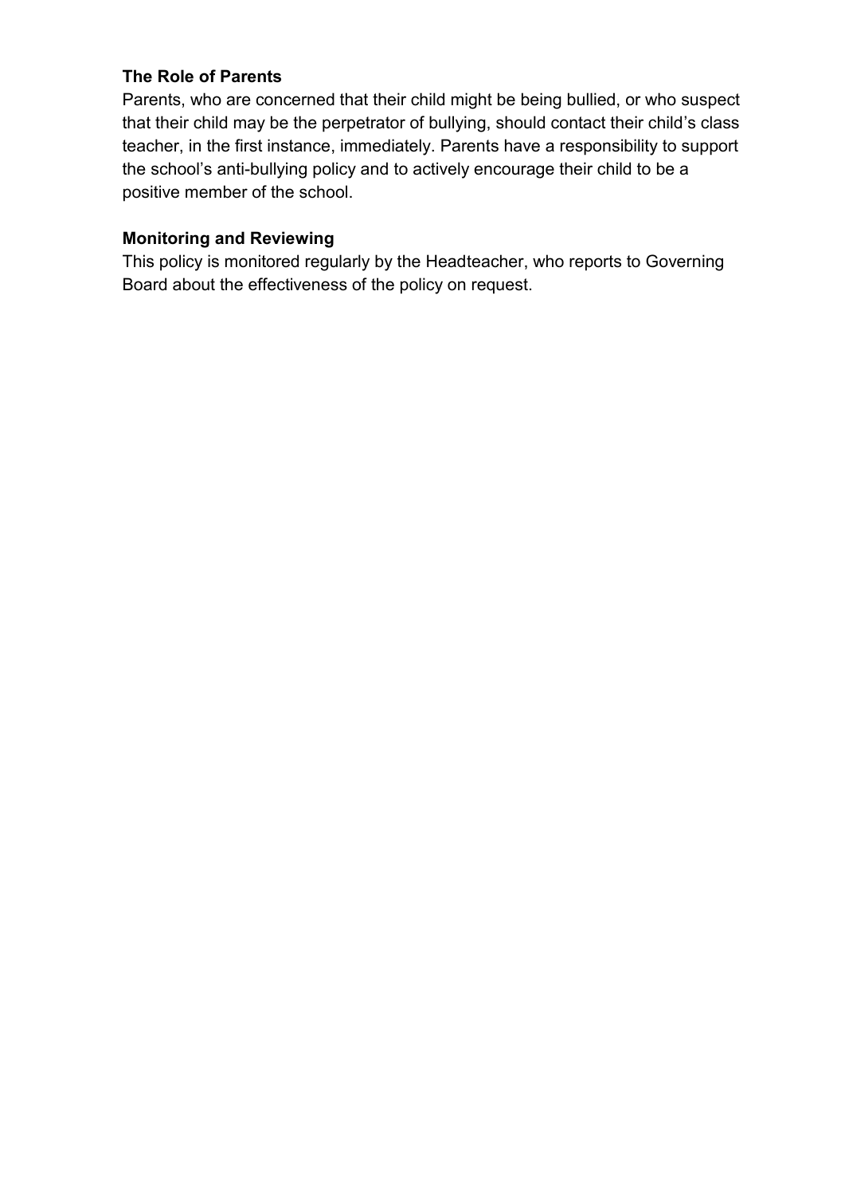**The Role of Parents**

Parents, who are concerned that their child might be being bullied, or who suspect that their child may be the perpetrator of bullying, should contact their child's class teacher, in the first instance, immediately. Parents have a responsibility to support the school's anti-bullying policy and to actively encourage their child to be a positive member of the school.

**Monitoring and Reviewing**

This policy is monitored regularly by the Headteacher, who reports to Governing Board about the effectiveness of the policy on request.